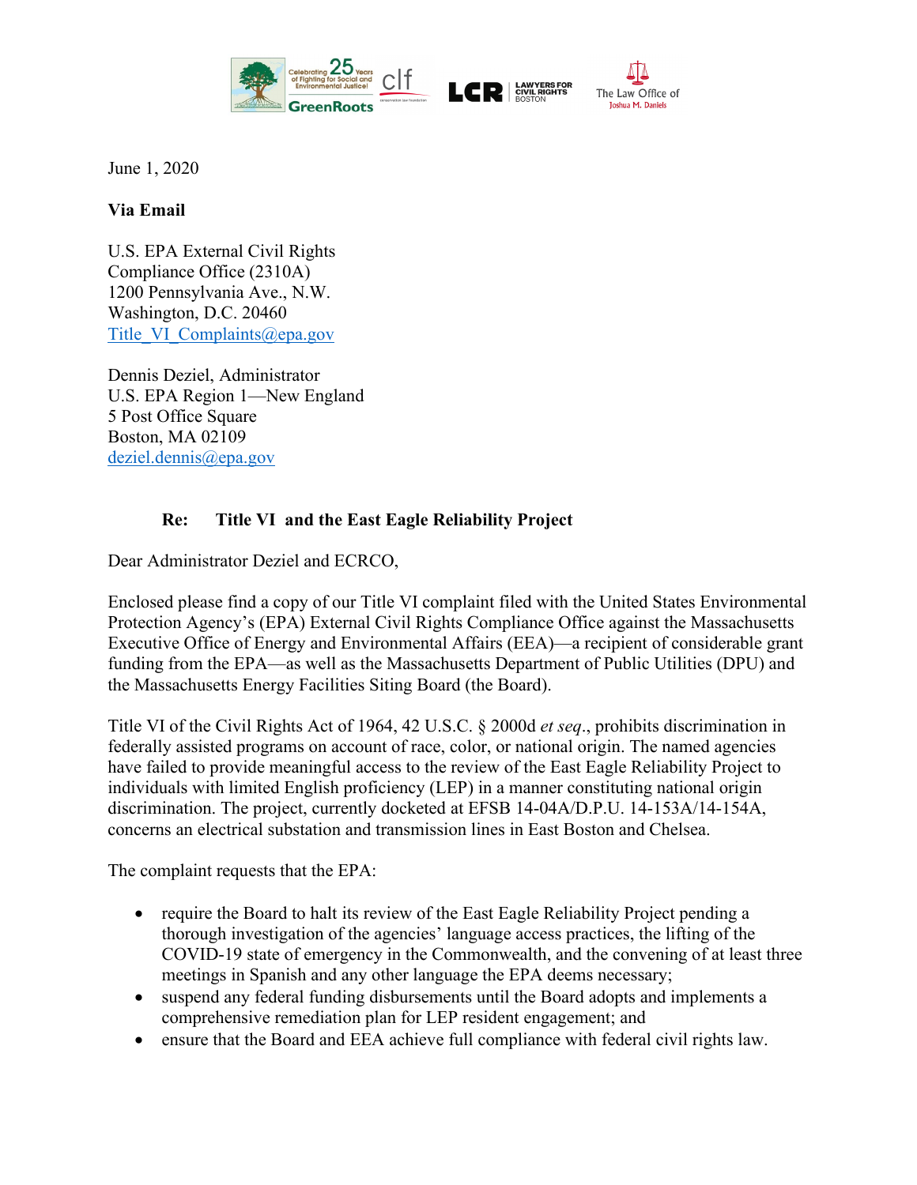June 1, 2020

**Via Email**

U.S. EPA External Civil Rights
Compliance Office (2310A)
1200 Pennsylvania Ave., N.W.
Washington, D.C. 20460
Title_VI_Complaints@epa.gov

Dennis Deziel, Administrator
U.S. EPA Region 1—New England
5 Post Office Square
Boston, MA 02109
deziel.dennis@epa.gov

**Re: Title VI and the East Eagle Reliability Project**

Dear Administrator Deziel and ECRCO,

Enclosed please find a copy of our Title VI complaint filed with the United States Environmental Protection Agency's (EPA) External Civil Rights Compliance Office against the Massachusetts Executive Office of Energy and Environmental Affairs (EEA)—a recipient of considerable grant funding from the EPA—as well as the Massachusetts Department of Public Utilities (DPU) and the Massachusetts Energy Facilities Siting Board (the Board).

Title VI of the Civil Rights Act of 1964, 42 U.S.C. § 2000d *et seq*., prohibits discrimination in federally assisted programs on account of race, color, or national origin. The named agencies have failed to provide meaningful access to the review of the East Eagle Reliability Project to individuals with limited English proficiency (LEP) in a manner constituting national origin discrimination. The project, currently docketed at EFSB 14-04A/D.P.U. 14-153A/14-154A, concerns an electrical substation and transmission lines in East Boston and Chelsea.

The complaint requests that the EPA:

- require the Board to halt its review of the East Eagle Reliability Project pending a thorough investigation of the agencies' language access practices, the lifting of the COVID-19 state of emergency in the Commonwealth, and the convening of at least three meetings in Spanish and any other language the EPA deems necessary;
- suspend any federal funding disbursements until the Board adopts and implements a comprehensive remediation plan for LEP resident engagement; and
- ensure that the Board and EEA achieve full compliance with federal civil rights law.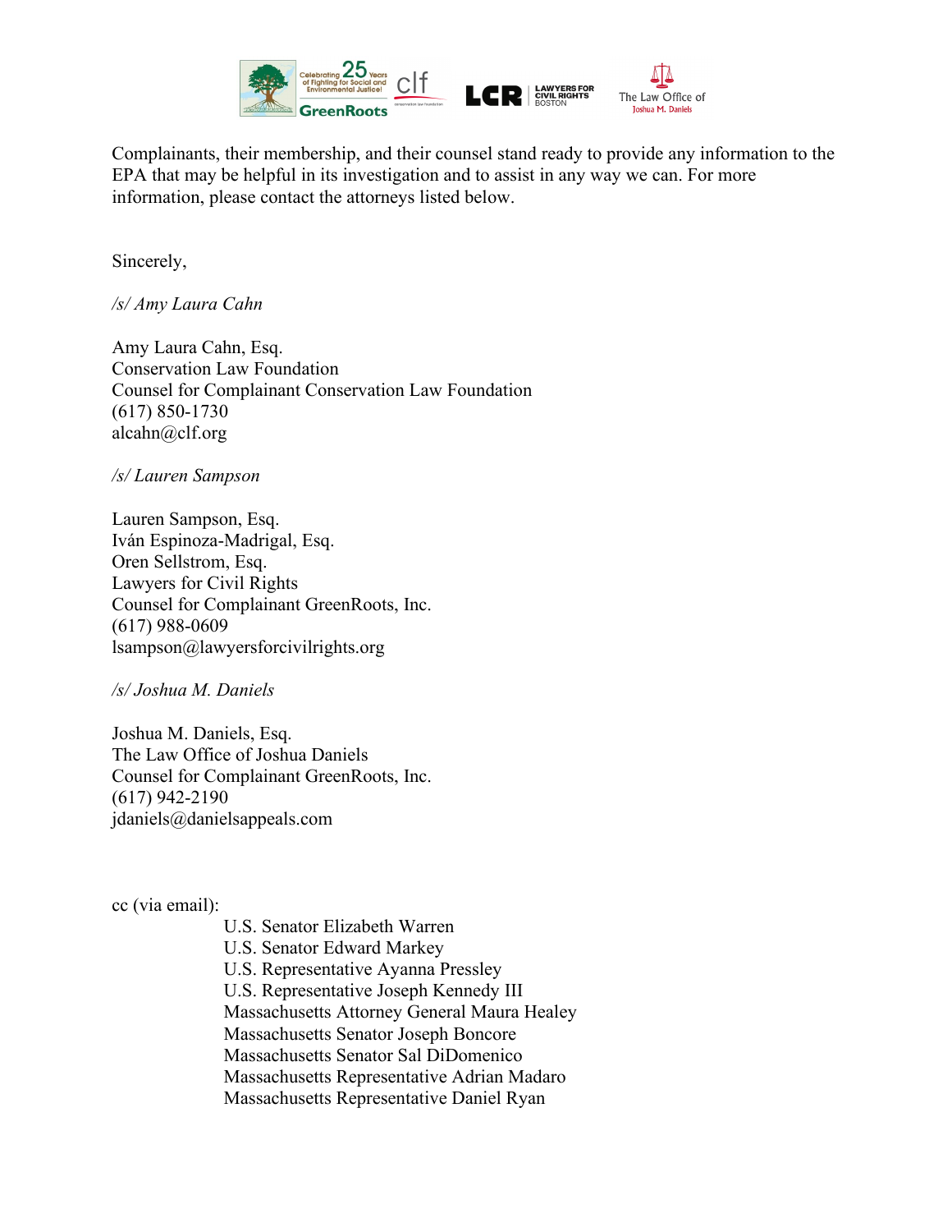Complainants, their membership, and their counsel stand ready to provide any information to the EPA that may be helpful in its investigation and to assist in any way we can. For more information, please contact the attorneys listed below.

Sincerely,

*/s/ Amy Laura Cahn*

Amy Laura Cahn, Esq.
Conservation Law Foundation
Counsel for Complainant Conservation Law Foundation
(617) 850-1730
alcahn@clf.org

*/s/ Lauren Sampson*

Lauren Sampson, Esq.
Iván Espinoza-Madrigal, Esq.
Oren Sellstrom, Esq.
Lawyers for Civil Rights
Counsel for Complainant GreenRoots, Inc.
(617) 988-0609
lsampson@lawyersforcivilrights.org

*/s/ Joshua M. Daniels*

Joshua M. Daniels, Esq.
The Law Office of Joshua Daniels
Counsel for Complainant GreenRoots, Inc.
(617) 942-2190
jdaniels@danielsappeals.com

cc (via email):

U.S. Senator Elizabeth Warren
U.S. Senator Edward Markey
U.S. Representative Ayanna Pressley
U.S. Representative Joseph Kennedy III
Massachusetts Attorney General Maura Healey
Massachusetts Senator Joseph Boncore
Massachusetts Senator Sal DiDomenico
Massachusetts Representative Adrian Madaro
Massachusetts Representative Daniel Ryan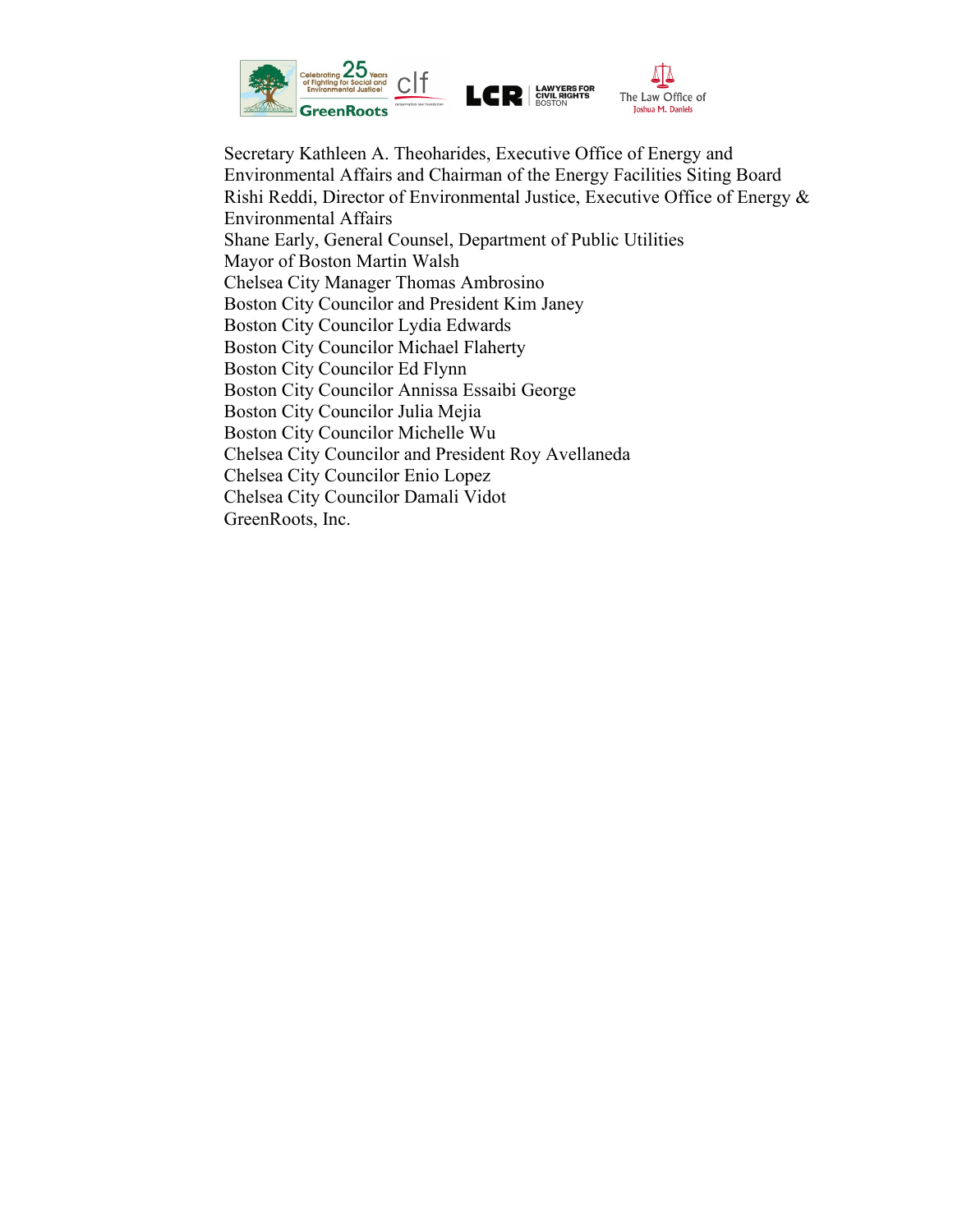Secretary Kathleen A. Theoharides, Executive Office of Energy and Environmental Affairs and Chairman of the Energy Facilities Siting Board
Rishi Reddi, Director of Environmental Justice, Executive Office of Energy & Environmental Affairs
Shane Early, General Counsel, Department of Public Utilities
Mayor of Boston Martin Walsh
Chelsea City Manager Thomas Ambrosino
Boston City Councilor and President Kim Janey
Boston City Councilor Lydia Edwards
Boston City Councilor Michael Flaherty
Boston City Councilor Ed Flynn
Boston City Councilor Annissa Essaibi George
Boston City Councilor Julia Mejia
Boston City Councilor Michelle Wu
Chelsea City Councilor and President Roy Avellaneda
Chelsea City Councilor Enio Lopez
Chelsea City Councilor Damali Vidot
GreenRoots, Inc.